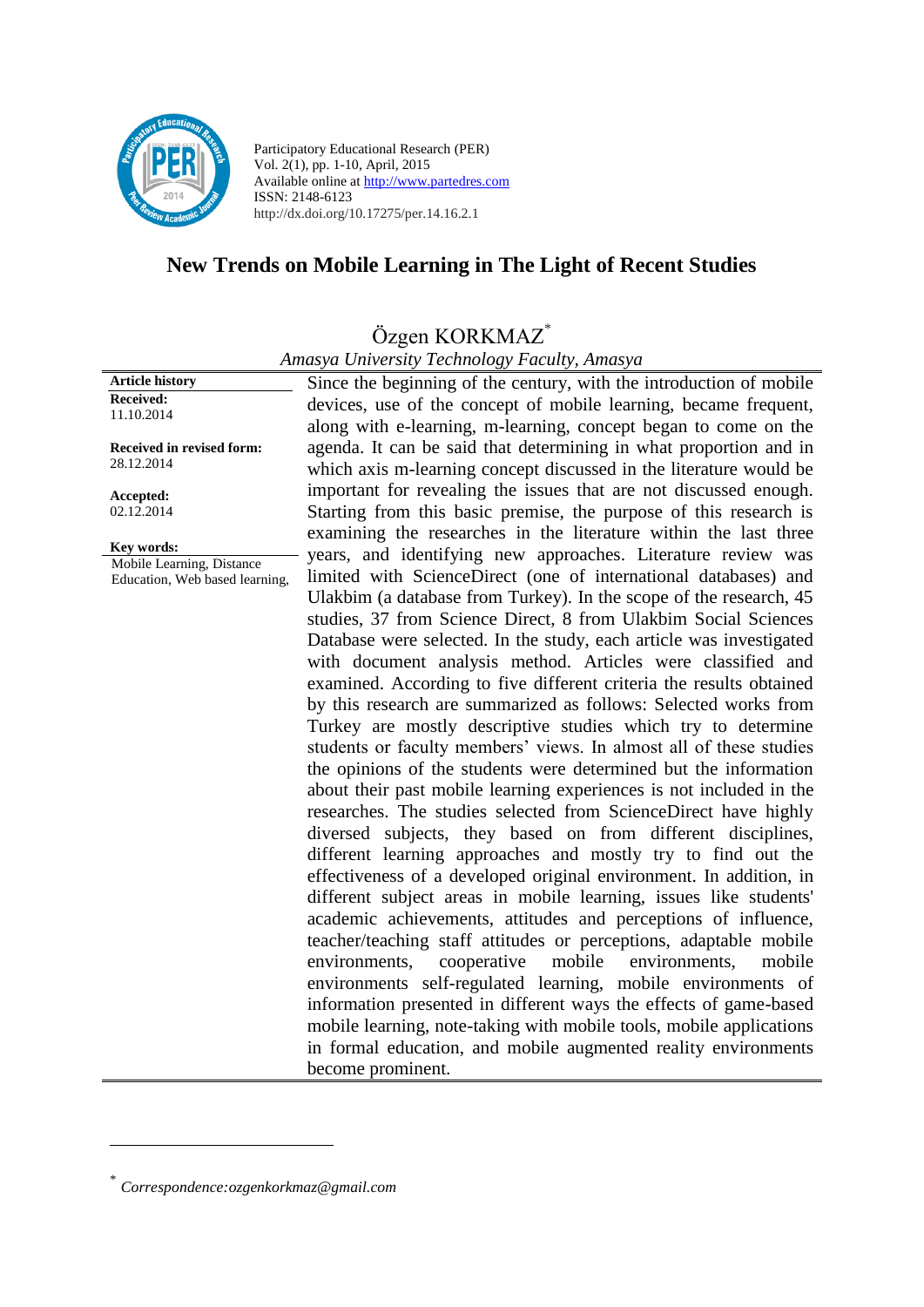Participatory Educational Research (PER)
Vol. 2(1), pp. 1-10, April, 2015
Available online at http://www.partedres.com
ISSN: 2148-6123
http://dx.doi.org/10.17275/per.14.16.2.1

# New Trends on Mobile Learning in The Light of Recent Studies

Özgen KORKMAZ*

*Amasya University Technology Faculty, Amasya*

**Article history**
**Received:**
11.10.2014

**Received in revised form:**
28.12.2014

**Accepted:**
02.12.2014

**Key words:**
Mobile Learning, Distance Education, Web based learning,

Since the beginning of the century, with the introduction of mobile devices, use of the concept of mobile learning, became frequent, along with e-learning, m-learning, concept began to come on the agenda. It can be said that determining in what proportion and in which axis m-learning concept discussed in the literature would be important for revealing the issues that are not discussed enough. Starting from this basic premise, the purpose of this research is examining the researches in the literature within the last three years, and identifying new approaches. Literature review was limited with ScienceDirect (one of international databases) and Ulakbim (a database from Turkey). In the scope of the research, 45 studies, 37 from Science Direct, 8 from Ulakbim Social Sciences Database were selected. In the study, each article was investigated with document analysis method. Articles were classified and examined. According to five different criteria the results obtained by this research are summarized as follows: Selected works from Turkey are mostly descriptive studies which try to determine students or faculty members' views. In almost all of these studies the opinions of the students were determined but the information about their past mobile learning experiences is not included in the researches. The studies selected from ScienceDirect have highly diversed subjects, they based on from different disciplines, different learning approaches and mostly try to find out the effectiveness of a developed original environment. In addition, in different subject areas in mobile learning, issues like students' academic achievements, attitudes and perceptions of influence, teacher/teaching staff attitudes or perceptions, adaptable mobile environments, cooperative mobile environments, mobile environments self-regulated learning, mobile environments of information presented in different ways the effects of game-based mobile learning, note-taking with mobile tools, mobile applications in formal education, and mobile augmented reality environments become prominent.

\* *Correspondence:ozgenkorkmaz@gmail.com*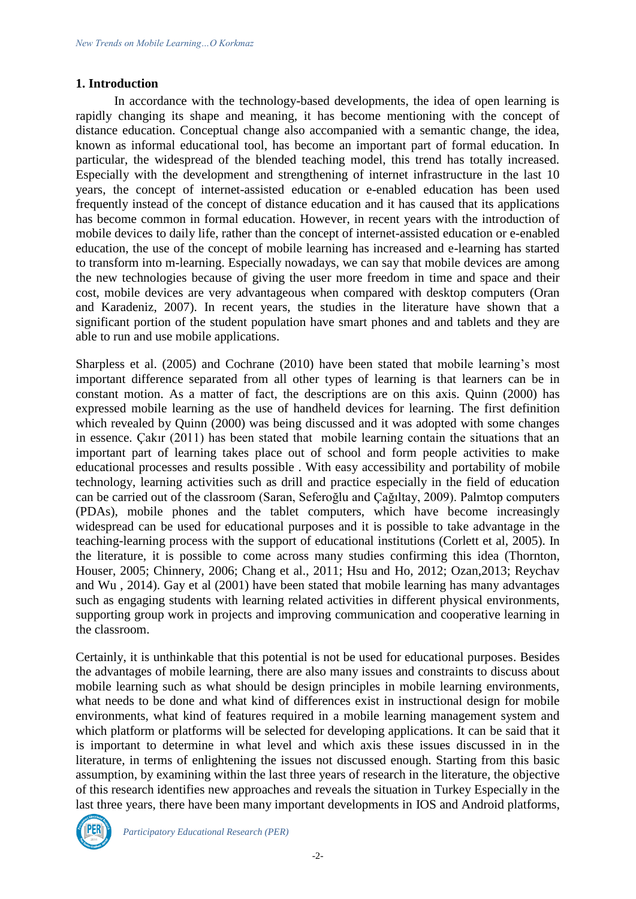## 1. Introduction

In accordance with the technology-based developments, the idea of open learning is rapidly changing its shape and meaning, it has become mentioning with the concept of distance education. Conceptual change also accompanied with a semantic change, the idea, known as informal educational tool, has become an important part of formal education. In particular, the widespread of the blended teaching model, this trend has totally increased. Especially with the development and strengthening of internet infrastructure in the last 10 years, the concept of internet-assisted education or e-enabled education has been used frequently instead of the concept of distance education and it has caused that its applications has become common in formal education. However, in recent years with the introduction of mobile devices to daily life, rather than the concept of internet-assisted education or e-enabled education, the use of the concept of mobile learning has increased and e-learning has started to transform into m-learning. Especially nowadays, we can say that mobile devices are among the new technologies because of giving the user more freedom in time and space and their cost, mobile devices are very advantageous when compared with desktop computers (Oran and Karadeniz, 2007). In recent years, the studies in the literature have shown that a significant portion of the student population have smart phones and and tablets and they are able to run and use mobile applications.

Sharpless et al. (2005) and Cochrane (2010) have been stated that mobile learning's most important difference separated from all other types of learning is that learners can be in constant motion. As a matter of fact, the descriptions are on this axis. Quinn (2000) has expressed mobile learning as the use of handheld devices for learning. The first definition which revealed by Quinn (2000) was being discussed and it was adopted with some changes in essence. Çakır (2011) has been stated that mobile learning contain the situations that an important part of learning takes place out of school and form people activities to make educational processes and results possible . With easy accessibility and portability of mobile technology, learning activities such as drill and practice especially in the field of education can be carried out of the classroom (Saran, Seferoğlu and Çağıltay, 2009). Palmtop computers (PDAs), mobile phones and the tablet computers, which have become increasingly widespread can be used for educational purposes and it is possible to take advantage in the teaching-learning process with the support of educational institutions (Corlett et al, 2005). In the literature, it is possible to come across many studies confirming this idea (Thornton, Houser, 2005; Chinnery, 2006; Chang et al., 2011; Hsu and Ho, 2012; Ozan,2013; Reychav and Wu , 2014). Gay et al (2001) have been stated that mobile learning has many advantages such as engaging students with learning related activities in different physical environments, supporting group work in projects and improving communication and cooperative learning in the classroom.

Certainly, it is unthinkable that this potential is not be used for educational purposes. Besides the advantages of mobile learning, there are also many issues and constraints to discuss about mobile learning such as what should be design principles in mobile learning environments, what needs to be done and what kind of differences exist in instructional design for mobile environments, what kind of features required in a mobile learning management system and which platform or platforms will be selected for developing applications. It can be said that it is important to determine in what level and which axis these issues discussed in in the literature, in terms of enlightening the issues not discussed enough. Starting from this basic assumption, by examining within the last three years of research in the literature, the objective of this research identifies new approaches and reveals the situation in Turkey Especially in the last three years, there have been many important developments in IOS and Android platforms,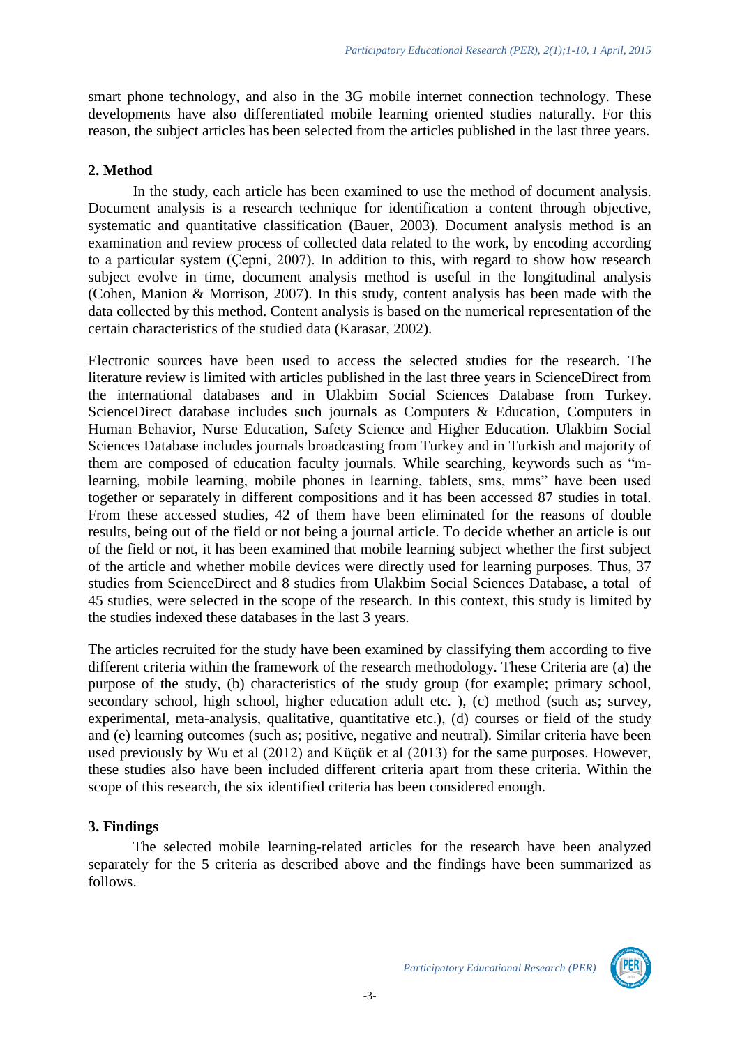smart phone technology, and also in the 3G mobile internet connection technology. These developments have also differentiated mobile learning oriented studies naturally. For this reason, the subject articles has been selected from the articles published in the last three years.

## 2. Method

In the study, each article has been examined to use the method of document analysis. Document analysis is a research technique for identification a content through objective, systematic and quantitative classification (Bauer, 2003). Document analysis method is an examination and review process of collected data related to the work, by encoding according to a particular system (Çepni, 2007). In addition to this, with regard to show how research subject evolve in time, document analysis method is useful in the longitudinal analysis (Cohen, Manion & Morrison, 2007). In this study, content analysis has been made with the data collected by this method. Content analysis is based on the numerical representation of the certain characteristics of the studied data (Karasar, 2002).

Electronic sources have been used to access the selected studies for the research. The literature review is limited with articles published in the last three years in ScienceDirect from the international databases and in Ulakbim Social Sciences Database from Turkey. ScienceDirect database includes such journals as Computers & Education, Computers in Human Behavior, Nurse Education, Safety Science and Higher Education. Ulakbim Social Sciences Database includes journals broadcasting from Turkey and in Turkish and majority of them are composed of education faculty journals. While searching, keywords such as "m-learning, mobile learning, mobile phones in learning, tablets, sms, mms" have been used together or separately in different compositions and it has been accessed 87 studies in total. From these accessed studies, 42 of them have been eliminated for the reasons of double results, being out of the field or not being a journal article. To decide whether an article is out of the field or not, it has been examined that mobile learning subject whether the first subject of the article and whether mobile devices were directly used for learning purposes. Thus, 37 studies from ScienceDirect and 8 studies from Ulakbim Social Sciences Database, a total of 45 studies, were selected in the scope of the research. In this context, this study is limited by the studies indexed these databases in the last 3 years.

The articles recruited for the study have been examined by classifying them according to five different criteria within the framework of the research methodology. These Criteria are (a) the purpose of the study, (b) characteristics of the study group (for example; primary school, secondary school, high school, higher education adult etc. ), (c) method (such as; survey, experimental, meta-analysis, qualitative, quantitative etc.), (d) courses or field of the study and (e) learning outcomes (such as; positive, negative and neutral). Similar criteria have been used previously by Wu et al (2012) and Küçük et al (2013) for the same purposes. However, these studies also have been included different criteria apart from these criteria. Within the scope of this research, the six identified criteria has been considered enough.

## 3. Findings

The selected mobile learning-related articles for the research have been analyzed separately for the 5 criteria as described above and the findings have been summarized as follows.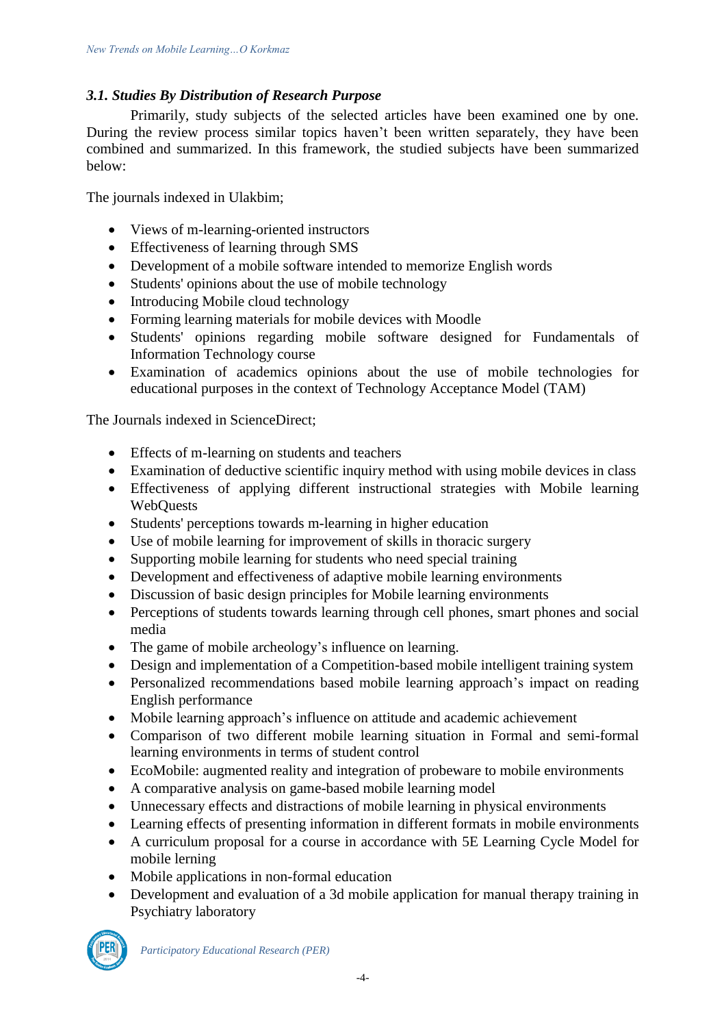### *3.1. Studies By Distribution of Research Purpose*

Primarily, study subjects of the selected articles have been examined one by one. During the review process similar topics haven't been written separately, they have been combined and summarized. In this framework, the studied subjects have been summarized below:

The journals indexed in Ulakbim;

- Views of m-learning-oriented instructors
- Effectiveness of learning through SMS
- Development of a mobile software intended to memorize English words
- Students' opinions about the use of mobile technology
- Introducing Mobile cloud technology
- Forming learning materials for mobile devices with Moodle
- Students' opinions regarding mobile software designed for Fundamentals of Information Technology course
- Examination of academics opinions about the use of mobile technologies for educational purposes in the context of Technology Acceptance Model (TAM)

The Journals indexed in ScienceDirect;

- Effects of m-learning on students and teachers
- Examination of deductive scientific inquiry method with using mobile devices in class
- Effectiveness of applying different instructional strategies with Mobile learning WebQuests
- Students' perceptions towards m-learning in higher education
- Use of mobile learning for improvement of skills in thoracic surgery
- Supporting mobile learning for students who need special training
- Development and effectiveness of adaptive mobile learning environments
- Discussion of basic design principles for Mobile learning environments
- Perceptions of students towards learning through cell phones, smart phones and social media
- The game of mobile archeology's influence on learning.
- Design and implementation of a Competition-based mobile intelligent training system
- Personalized recommendations based mobile learning approach's impact on reading English performance
- Mobile learning approach's influence on attitude and academic achievement
- Comparison of two different mobile learning situation in Formal and semi-formal learning environments in terms of student control
- EcoMobile: augmented reality and integration of probeware to mobile environments
- A comparative analysis on game-based mobile learning model
- Unnecessary effects and distractions of mobile learning in physical environments
- Learning effects of presenting information in different formats in mobile environments
- A curriculum proposal for a course in accordance with 5E Learning Cycle Model for mobile lerning
- Mobile applications in non-formal education
- Development and evaluation of a 3d mobile application for manual therapy training in Psychiatry laboratory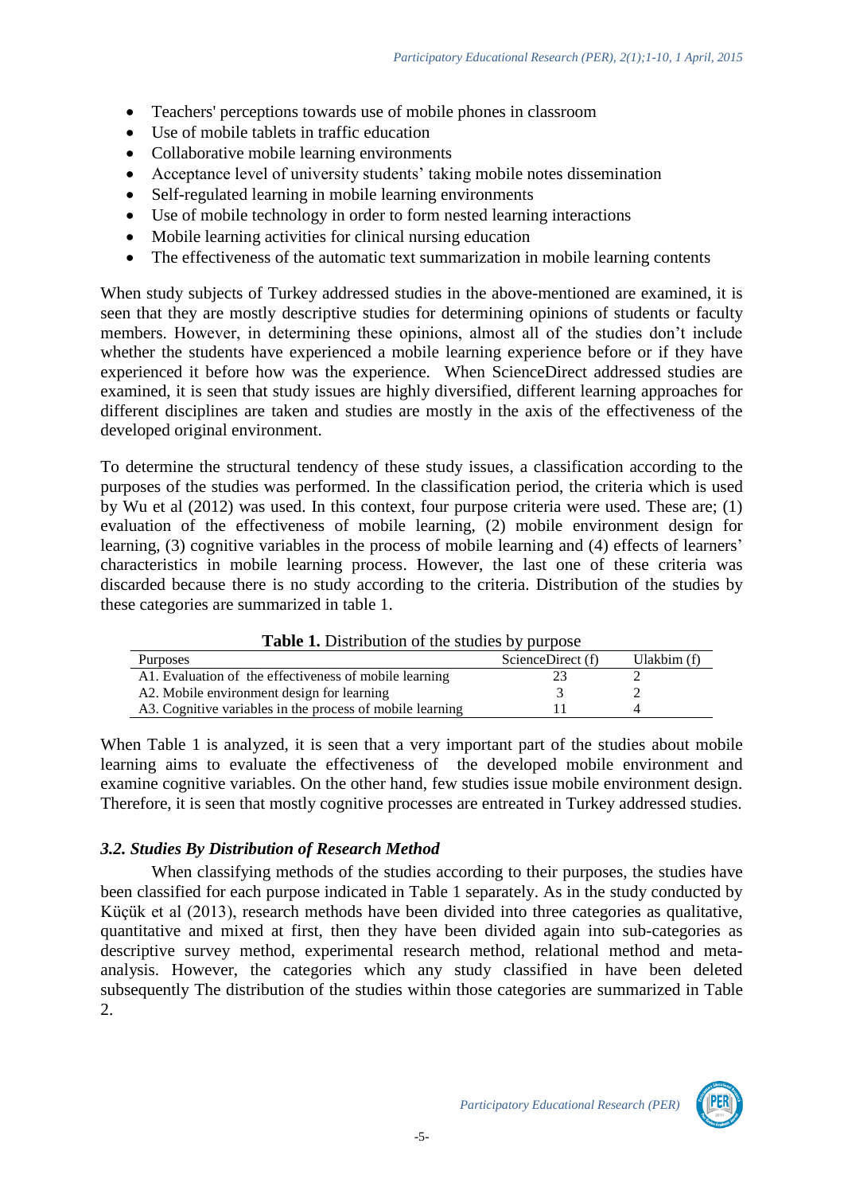- Teachers' perceptions towards use of mobile phones in classroom
- Use of mobile tablets in traffic education
- Collaborative mobile learning environments
- Acceptance level of university students' taking mobile notes dissemination
- Self-regulated learning in mobile learning environments
- Use of mobile technology in order to form nested learning interactions
- Mobile learning activities for clinical nursing education
- The effectiveness of the automatic text summarization in mobile learning contents

When study subjects of Turkey addressed studies in the above-mentioned are examined, it is seen that they are mostly descriptive studies for determining opinions of students or faculty members. However, in determining these opinions, almost all of the studies don't include whether the students have experienced a mobile learning experience before or if they have experienced it before how was the experience. When ScienceDirect addressed studies are examined, it is seen that study issues are highly diversified, different learning approaches for different disciplines are taken and studies are mostly in the axis of the effectiveness of the developed original environment.

To determine the structural tendency of these study issues, a classification according to the purposes of the studies was performed. In the classification period, the criteria which is used by Wu et al (2012) was used. In this context, four purpose criteria were used. These are; (1) evaluation of the effectiveness of mobile learning, (2) mobile environment design for learning, (3) cognitive variables in the process of mobile learning and (4) effects of learners' characteristics in mobile learning process. However, the last one of these criteria was discarded because there is no study according to the criteria. Distribution of the studies by these categories are summarized in table 1.

**Table 1.** Distribution of the studies by purpose

| Purposes | ScienceDirect (f) | Ulakbim (f) |
|---|---|---|
| A1. Evaluation of the effectiveness of mobile learning | 23 | 2 |
| A2. Mobile environment design for learning | 3 | 2 |
| A3. Cognitive variables in the process of mobile learning | 11 | 4 |

When Table 1 is analyzed, it is seen that a very important part of the studies about mobile learning aims to evaluate the effectiveness of the developed mobile environment and examine cognitive variables. On the other hand, few studies issue mobile environment design. Therefore, it is seen that mostly cognitive processes are entreated in Turkey addressed studies.

### *3.2. Studies By Distribution of Research Method*

When classifying methods of the studies according to their purposes, the studies have been classified for each purpose indicated in Table 1 separately. As in the study conducted by Küçük et al (2013), research methods have been divided into three categories as qualitative, quantitative and mixed at first, then they have been divided again into sub-categories as descriptive survey method, experimental research method, relational method and meta-analysis. However, the categories which any study classified in have been deleted subsequently The distribution of the studies within those categories are summarized in Table 2.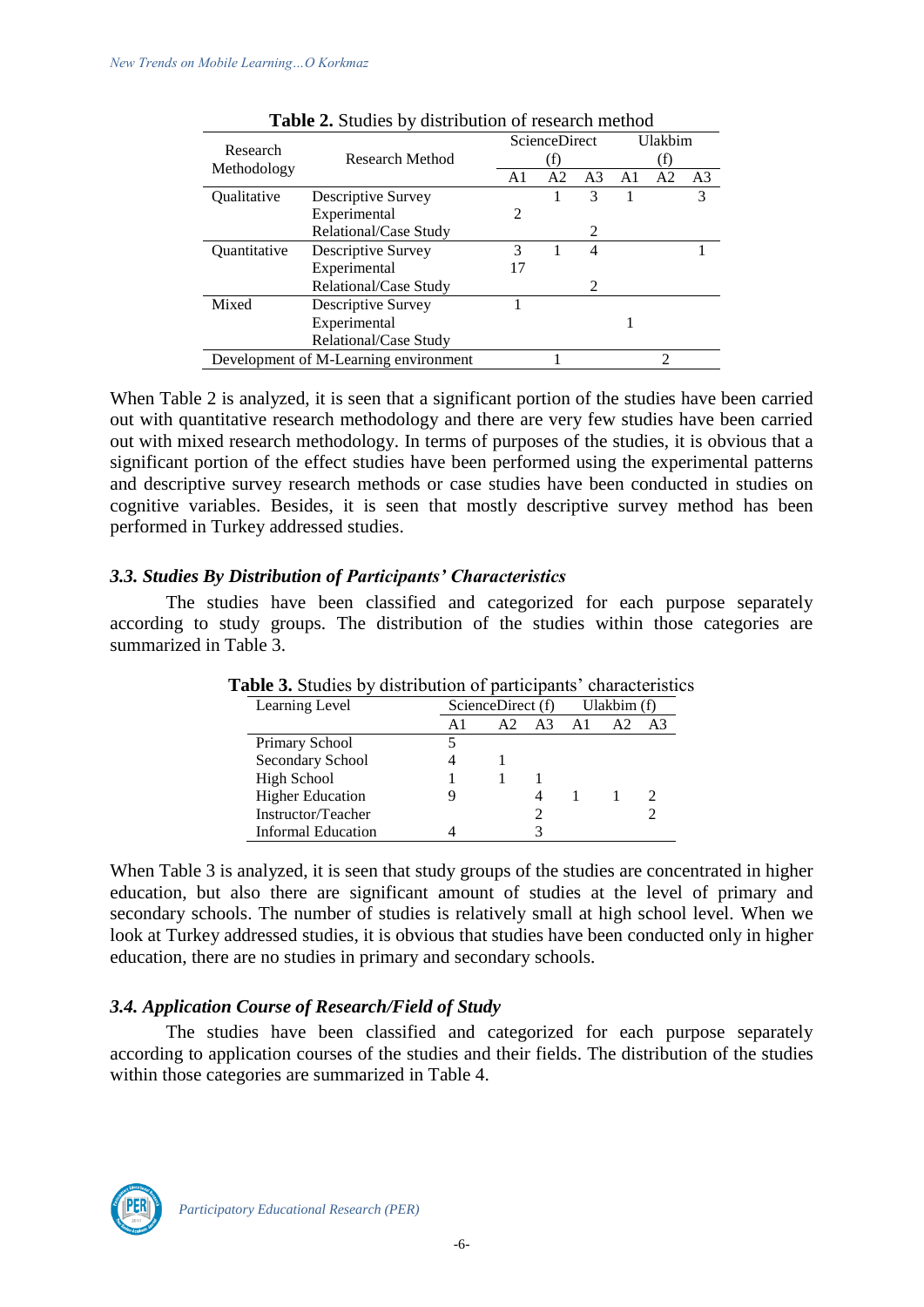**Table 2.** Studies by distribution of research method

| Research Methodology | Research Method | ScienceDirect (f) | | | Ulakbim (f) | | |
|---|---|---|---|---|---|---|---|
| | | A1 | A2 | A3 | A1 | A2 | A3 |
| Qualitative | Descriptive Survey | | 1 | 3 | 1 | | 3 |
| | Experimental | 2 | | | | | |
| | Relational/Case Study | | | 2 | | | |
| Quantitative | Descriptive Survey | 3 | 1 | 4 | | | 1 |
| | Experimental | 17 | | | | | |
| | Relational/Case Study | | | 2 | | | |
| Mixed | Descriptive Survey | 1 | | | | | |
| | Experimental | | | | 1 | | |
| | Relational/Case Study | | | | | | |
| Development of M-Learning environment | | | 1 | | | 2 | |

When Table 2 is analyzed, it is seen that a significant portion of the studies have been carried out with quantitative research methodology and there are very few studies have been carried out with mixed research methodology. In terms of purposes of the studies, it is obvious that a significant portion of the effect studies have been performed using the experimental patterns and descriptive survey research methods or case studies have been conducted in studies on cognitive variables. Besides, it is seen that mostly descriptive survey method has been performed in Turkey addressed studies.

### *3.3. Studies By Distribution of Participants' Characteristics*

The studies have been classified and categorized for each purpose separately according to study groups. The distribution of the studies within those categories are summarized in Table 3.

**Table 3.** Studies by distribution of participants' characteristics

| Learning Level | ScienceDirect (f) | | | Ulakbim (f) | | |
|---|---|---|---|---|---|---|
| | A1 | A2 | A3 | A1 | A2 | A3 |
| Primary School | 5 | | | | | |
| Secondary School | 4 | 1 | | | | |
| High School | 1 | 1 | 1 | | | |
| Higher Education | 9 | | 4 | 1 | 1 | 2 |
| Instructor/Teacher | | | 2 | | | 2 |
| Informal Education | 4 | | 3 | | | |

When Table 3 is analyzed, it is seen that study groups of the studies are concentrated in higher education, but also there are significant amount of studies at the level of primary and secondary schools. The number of studies is relatively small at high school level. When we look at Turkey addressed studies, it is obvious that studies have been conducted only in higher education, there are no studies in primary and secondary schools.

### *3.4. Application Course of Research/Field of Study*

The studies have been classified and categorized for each purpose separately according to application courses of the studies and their fields. The distribution of the studies within those categories are summarized in Table 4.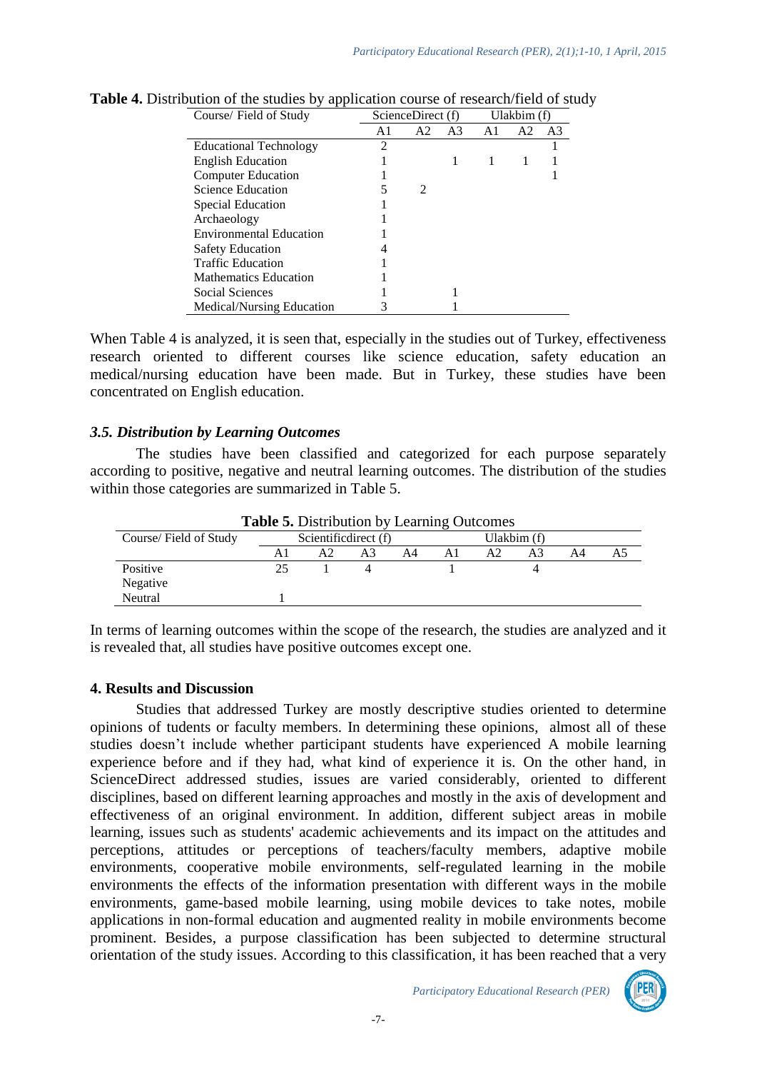**Table 4.** Distribution of the studies by application course of research/field of study

| Course/ Field of Study | ScienceDirect (f) | | | Ulakbim (f) | | |
|---|---|---|---|---|---|---|
| | A1 | A2 | A3 | A1 | A2 | A3 |
| Educational Technology | 2 | | | | | 1 |
| English Education | 1 | | 1 | 1 | 1 | 1 |
| Computer Education | 1 | | | | | 1 |
| Science Education | 5 | 2 | | | | |
| Special Education | 1 | | | | | |
| Archaeology | 1 | | | | | |
| Environmental Education | 1 | | | | | |
| Safety Education | 4 | | | | | |
| Traffic Education | 1 | | | | | |
| Mathematics Education | 1 | | | | | |
| Social Sciences | 1 | | 1 | | | |
| Medical/Nursing Education | 3 | | 1 | | | |

When Table 4 is analyzed, it is seen that, especially in the studies out of Turkey, effectiveness research oriented to different courses like science education, safety education an medical/nursing education have been made. But in Turkey, these studies have been concentrated on English education.

### *3.5. Distribution by Learning Outcomes*

The studies have been classified and categorized for each purpose separately according to positive, negative and neutral learning outcomes. The distribution of the studies within those categories are summarized in Table 5.

**Table 5.** Distribution by Learning Outcomes

| Course/ Field of Study | Scientificdirect (f) | | | | Ulakbim (f) | | | | |
|---|---|---|---|---|---|---|---|---|---|
| | A1 | A2 | A3 | A4 | A1 | A2 | A3 | A4 | A5 |
| Positive | 25 | 1 | 4 | | 1 | | 4 | | |
| Negative | | | | | | | | | |
| Neutral | 1 | | | | | | | | |

In terms of learning outcomes within the scope of the research, the studies are analyzed and it is revealed that, all studies have positive outcomes except one.

## 4. Results and Discussion

Studies that addressed Turkey are mostly descriptive studies oriented to determine opinions of tudents or faculty members. In determining these opinions, almost all of these studies doesn't include whether participant students have experienced A mobile learning experience before and if they had, what kind of experience it is. On the other hand, in ScienceDirect addressed studies, issues are varied considerably, oriented to different disciplines, based on different learning approaches and mostly in the axis of development and effectiveness of an original environment. In addition, different subject areas in mobile learning, issues such as students' academic achievements and its impact on the attitudes and perceptions, attitudes or perceptions of teachers/faculty members, adaptive mobile environments, cooperative mobile environments, self-regulated learning in the mobile environments the effects of the information presentation with different ways in the mobile environments, game-based mobile learning, using mobile devices to take notes, mobile applications in non-formal education and augmented reality in mobile environments become prominent. Besides, a purpose classification has been subjected to determine structural orientation of the study issues. According to this classification, it has been reached that a very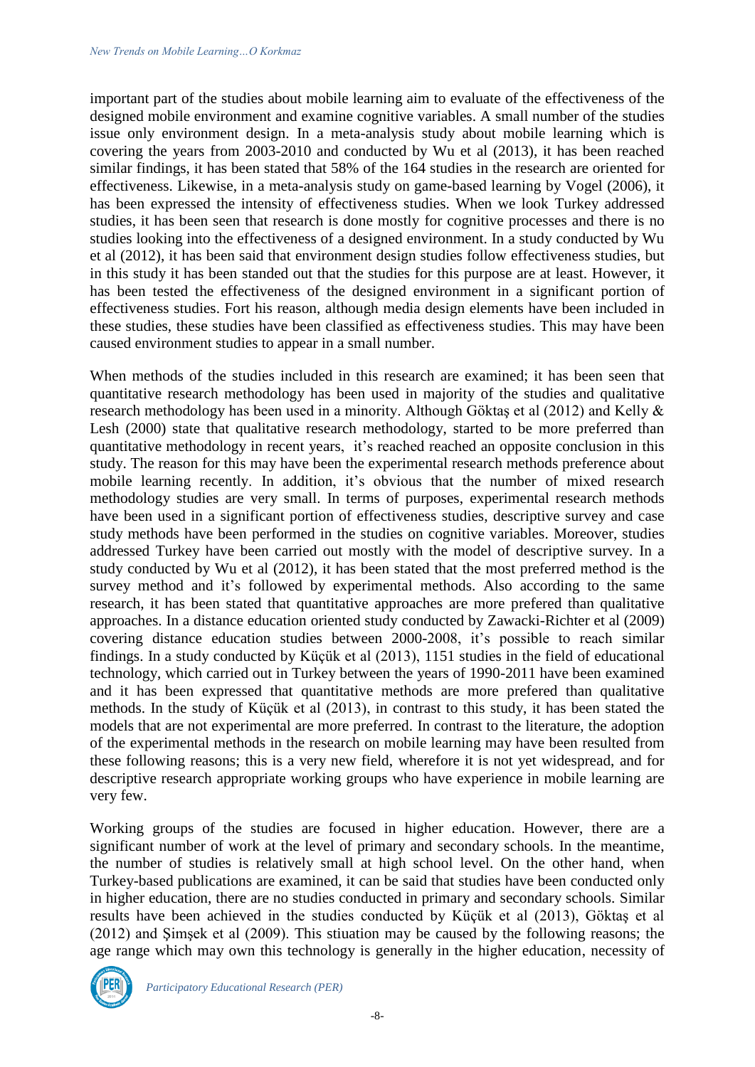important part of the studies about mobile learning aim to evaluate of the effectiveness of the designed mobile environment and examine cognitive variables. A small number of the studies issue only environment design. In a meta-analysis study about mobile learning which is covering the years from 2003-2010 and conducted by Wu et al (2013), it has been reached similar findings, it has been stated that 58% of the 164 studies in the research are oriented for effectiveness. Likewise, in a meta-analysis study on game-based learning by Vogel (2006), it has been expressed the intensity of effectiveness studies. When we look Turkey addressed studies, it has been seen that research is done mostly for cognitive processes and there is no studies looking into the effectiveness of a designed environment. In a study conducted by Wu et al (2012), it has been said that environment design studies follow effectiveness studies, but in this study it has been standed out that the studies for this purpose are at least. However, it has been tested the effectiveness of the designed environment in a significant portion of effectiveness studies. Fort his reason, although media design elements have been included in these studies, these studies have been classified as effectiveness studies. This may have been caused environment studies to appear in a small number.

When methods of the studies included in this research are examined; it has been seen that quantitative research methodology has been used in majority of the studies and qualitative research methodology has been used in a minority. Although Göktaş et al (2012) and Kelly & Lesh (2000) state that qualitative research methodology, started to be more preferred than quantitative methodology in recent years, it's reached reached an opposite conclusion in this study. The reason for this may have been the experimental research methods preference about mobile learning recently. In addition, it's obvious that the number of mixed research methodology studies are very small. In terms of purposes, experimental research methods have been used in a significant portion of effectiveness studies, descriptive survey and case study methods have been performed in the studies on cognitive variables. Moreover, studies addressed Turkey have been carried out mostly with the model of descriptive survey. In a study conducted by Wu et al (2012), it has been stated that the most preferred method is the survey method and it's followed by experimental methods. Also according to the same research, it has been stated that quantitative approaches are more prefered than qualitative approaches. In a distance education oriented study conducted by Zawacki-Richter et al (2009) covering distance education studies between 2000-2008, it's possible to reach similar findings. In a study conducted by Küçük et al (2013), 1151 studies in the field of educational technology, which carried out in Turkey between the years of 1990-2011 have been examined and it has been expressed that quantitative methods are more prefered than qualitative methods. In the study of Küçük et al (2013), in contrast to this study, it has been stated the models that are not experimental are more preferred. In contrast to the literature, the adoption of the experimental methods in the research on mobile learning may have been resulted from these following reasons; this is a very new field, wherefore it is not yet widespread, and for descriptive research appropriate working groups who have experience in mobile learning are very few.

Working groups of the studies are focused in higher education. However, there are a significant number of work at the level of primary and secondary schools. In the meantime, the number of studies is relatively small at high school level. On the other hand, when Turkey-based publications are examined, it can be said that studies have been conducted only in higher education, there are no studies conducted in primary and secondary schools. Similar results have been achieved in the studies conducted by Küçük et al (2013), Göktaş et al (2012) and Şimşek et al (2009). This stiuation may be caused by the following reasons; the age range which may own this technology is generally in the higher education, necessity of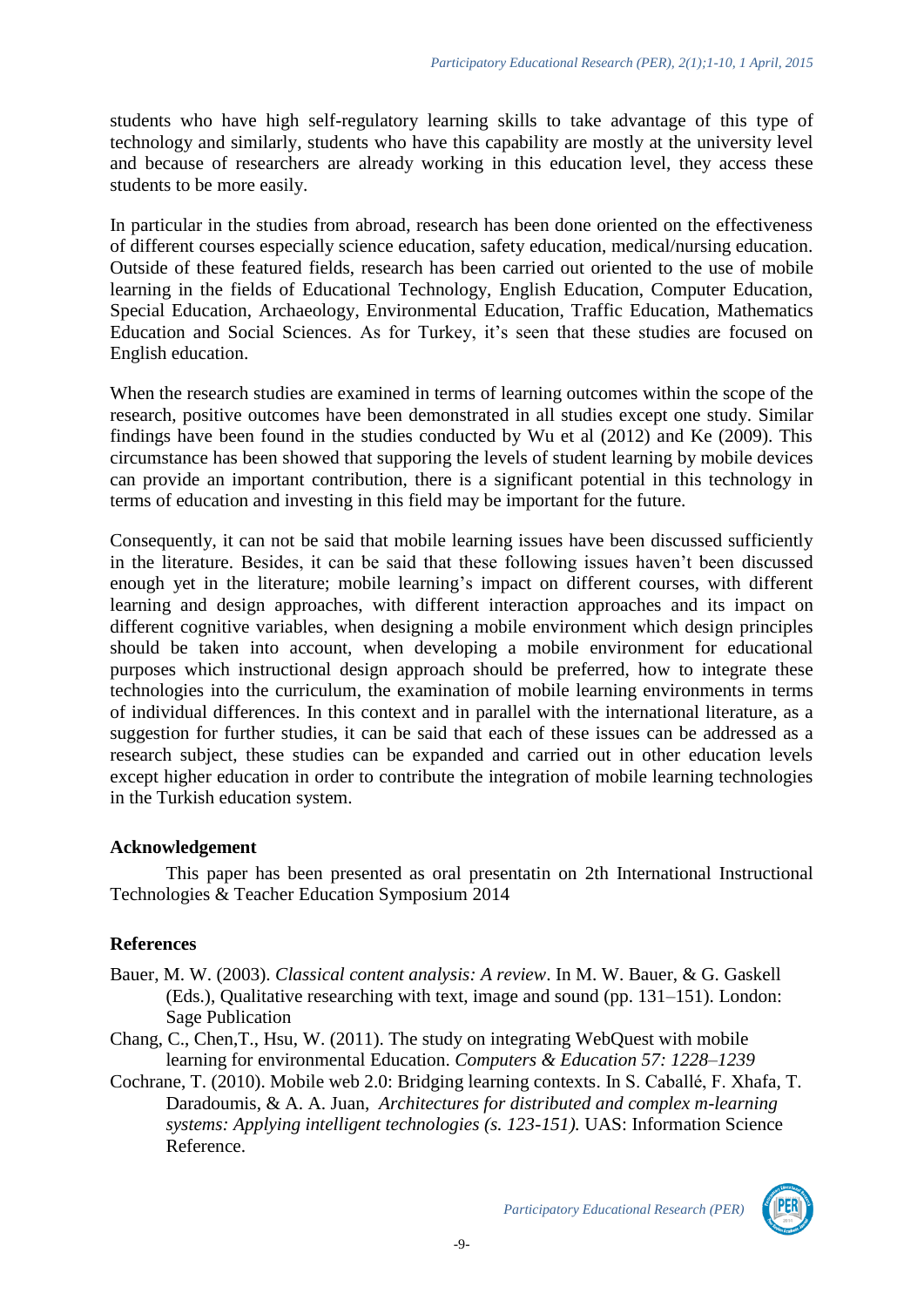students who have high self-regulatory learning skills to take advantage of this type of technology and similarly, students who have this capability are mostly at the university level and because of researchers are already working in this education level, they access these students to be more easily.

In particular in the studies from abroad, research has been done oriented on the effectiveness of different courses especially science education, safety education, medical/nursing education. Outside of these featured fields, research has been carried out oriented to the use of mobile learning in the fields of Educational Technology, English Education, Computer Education, Special Education, Archaeology, Environmental Education, Traffic Education, Mathematics Education and Social Sciences. As for Turkey, it's seen that these studies are focused on English education.

When the research studies are examined in terms of learning outcomes within the scope of the research, positive outcomes have been demonstrated in all studies except one study. Similar findings have been found in the studies conducted by Wu et al (2012) and Ke (2009). This circumstance has been showed that supporing the levels of student learning by mobile devices can provide an important contribution, there is a significant potential in this technology in terms of education and investing in this field may be important for the future.

Consequently, it can not be said that mobile learning issues have been discussed sufficiently in the literature. Besides, it can be said that these following issues haven't been discussed enough yet in the literature; mobile learning's impact on different courses, with different learning and design approaches, with different interaction approaches and its impact on different cognitive variables, when designing a mobile environment which design principles should be taken into account, when developing a mobile environment for educational purposes which instructional design approach should be preferred, how to integrate these technologies into the curriculum, the examination of mobile learning environments in terms of individual differences. In this context and in parallel with the international literature, as a suggestion for further studies, it can be said that each of these issues can be addressed as a research subject, these studies can be expanded and carried out in other education levels except higher education in order to contribute the integration of mobile learning technologies in the Turkish education system.

## Acknowledgement

This paper has been presented as oral presentatin on 2th International Instructional Technologies & Teacher Education Symposium 2014

## References

Bauer, M. W. (2003). *Classical content analysis: A review*. In M. W. Bauer, & G. Gaskell (Eds.), Qualitative researching with text, image and sound (pp. 131–151). London: Sage Publication

Chang, C., Chen,T., Hsu, W. (2011). The study on integrating WebQuest with mobile learning for environmental Education. *Computers & Education 57: 1228–1239*

Cochrane, T. (2010). Mobile web 2.0: Bridging learning contexts. In S. Caballé, F. Xhafa, T. Daradoumis, & A. A. Juan, *Architectures for distributed and complex m-learning systems: Applying intelligent technologies (s. 123-151).* UAS: Information Science Reference.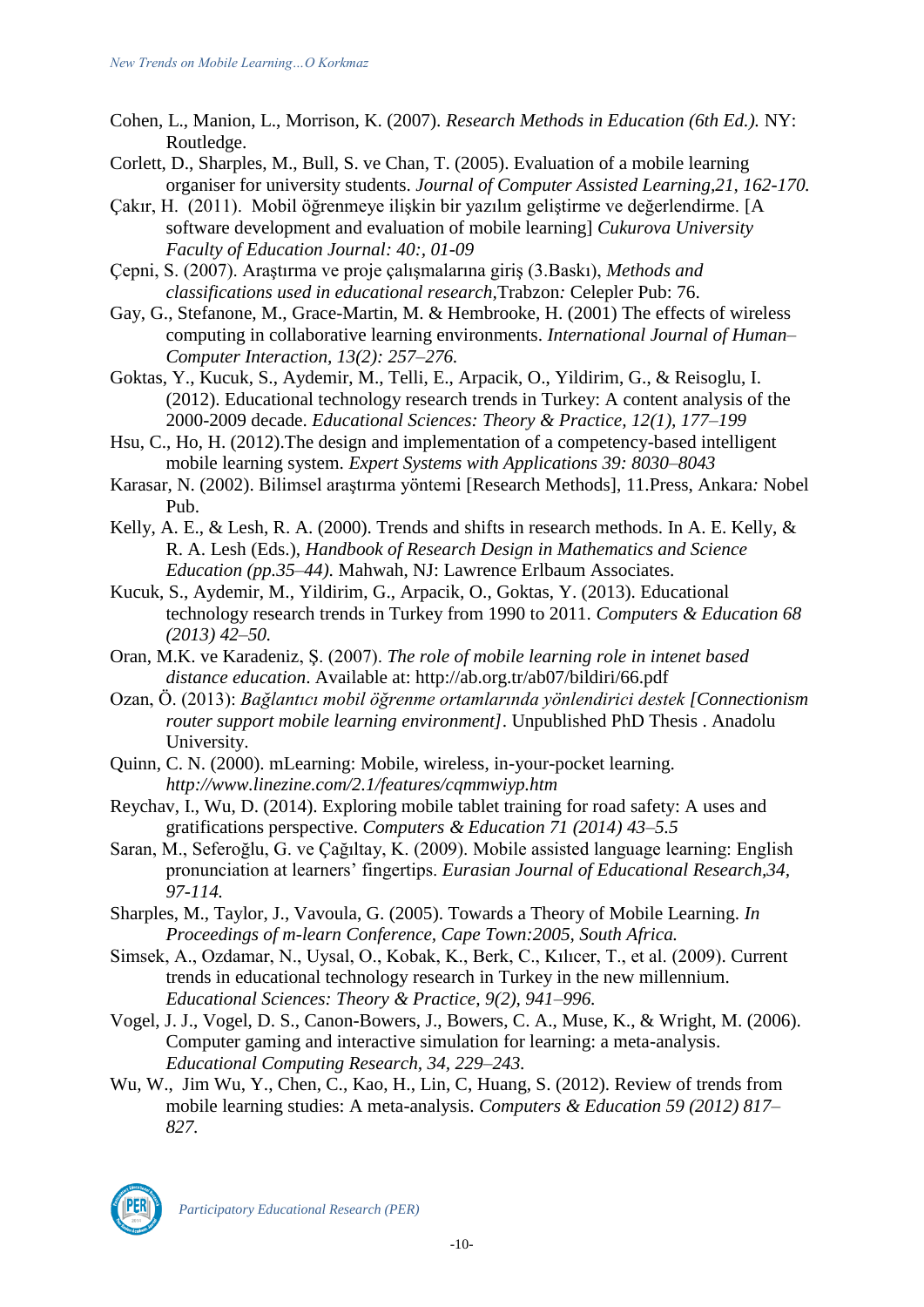Cohen, L., Manion, L., Morrison, K. (2007). *Research Methods in Education (6th Ed.).* NY: Routledge.

Corlett, D., Sharples, M., Bull, S. ve Chan, T. (2005). Evaluation of a mobile learning organiser for university students. *Journal of Computer Assisted Learning,21, 162-170.*

Çakır, H. (2011). Mobil öğrenmeye ilişkin bir yazılım geliştirme ve değerlendirme. [A software development and evaluation of mobile learning] *Cukurova University Faculty of Education Journal: 40:, 01-09*

Çepni, S. (2007). Araştırma ve proje çalışmalarına giriş (3.Baskı), *Methods and classifications used in educational research,*Trabzon*:* Celepler Pub: 76.

Gay, G., Stefanone, M., Grace-Martin, M. & Hembrooke, H. (2001) The effects of wireless computing in collaborative learning environments. *International Journal of Human–Computer Interaction, 13(2): 257–276.*

Goktas, Y., Kucuk, S., Aydemir, M., Telli, E., Arpacik, O., Yildirim, G., & Reisoglu, I. (2012). Educational technology research trends in Turkey: A content analysis of the 2000-2009 decade. *Educational Sciences: Theory & Practice, 12(1), 177–199*

Hsu, C., Ho, H. (2012).The design and implementation of a competency-based intelligent mobile learning system. *Expert Systems with Applications 39: 8030–8043*

Karasar, N. (2002). Bilimsel araştırma yöntemi [Research Methods], 11.Press, Ankara*:* Nobel Pub.

Kelly, A. E., & Lesh, R. A. (2000). Trends and shifts in research methods. In A. E. Kelly, & R. A. Lesh (Eds.), *Handbook of Research Design in Mathematics and Science Education (pp.35–44).* Mahwah, NJ: Lawrence Erlbaum Associates.

Kucuk, S., Aydemir, M., Yildirim, G., Arpacik, O., Goktas, Y. (2013). Educational technology research trends in Turkey from 1990 to 2011. *Computers & Education 68 (2013) 42–50.*

Oran, M.K. ve Karadeniz, Ş. (2007). *The role of mobile learning role in intenet based distance education*. Available at: http://ab.org.tr/ab07/bildiri/66.pdf

Ozan, Ö. (2013): *Bağlantıcı mobil öğrenme ortamlarında yönlendirici destek [Connectionism router support mobile learning environment]*. Unpublished PhD Thesis . Anadolu University.

Quinn, C. N. (2000). mLearning: Mobile, wireless, in-your-pocket learning. *http://www.linezine.com/2.1/features/cqmmwiyp.htm*

Reychav, I., Wu, D. (2014). Exploring mobile tablet training for road safety: A uses and gratifications perspective. *Computers & Education 71 (2014) 43–5.5*

Saran, M., Seferoğlu, G. ve Çağıltay, K. (2009). Mobile assisted language learning: English pronunciation at learners' fingertips. *Eurasian Journal of Educational Research,34, 97-114.*

Sharples, M., Taylor, J., Vavoula, G. (2005). Towards a Theory of Mobile Learning. *In Proceedings of m-learn Conference, Cape Town:2005, South Africa.*

Simsek, A., Ozdamar, N., Uysal, O., Kobak, K., Berk, C., Kılıcer, T., et al. (2009). Current trends in educational technology research in Turkey in the new millennium. *Educational Sciences: Theory & Practice, 9(2), 941–996.*

Vogel, J. J., Vogel, D. S., Canon-Bowers, J., Bowers, C. A., Muse, K., & Wright, M. (2006). Computer gaming and interactive simulation for learning: a meta-analysis. *Educational Computing Research, 34, 229–243.*

Wu, W., Jim Wu, Y., Chen, C., Kao, H., Lin, C, Huang, S. (2012). Review of trends from mobile learning studies: A meta-analysis. *Computers & Education 59 (2012) 817–827.*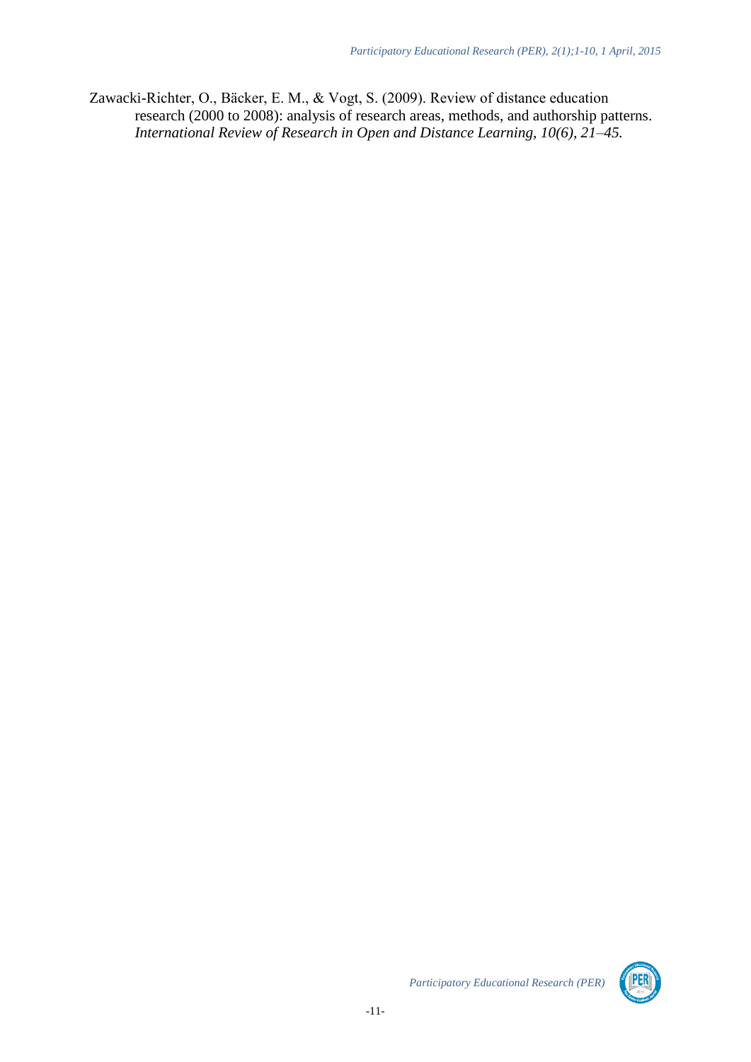Zawacki-Richter, O., Bäcker, E. M., & Vogt, S. (2009). Review of distance education research (2000 to 2008): analysis of research areas, methods, and authorship patterns. *International Review of Research in Open and Distance Learning, 10(6), 21–45.*